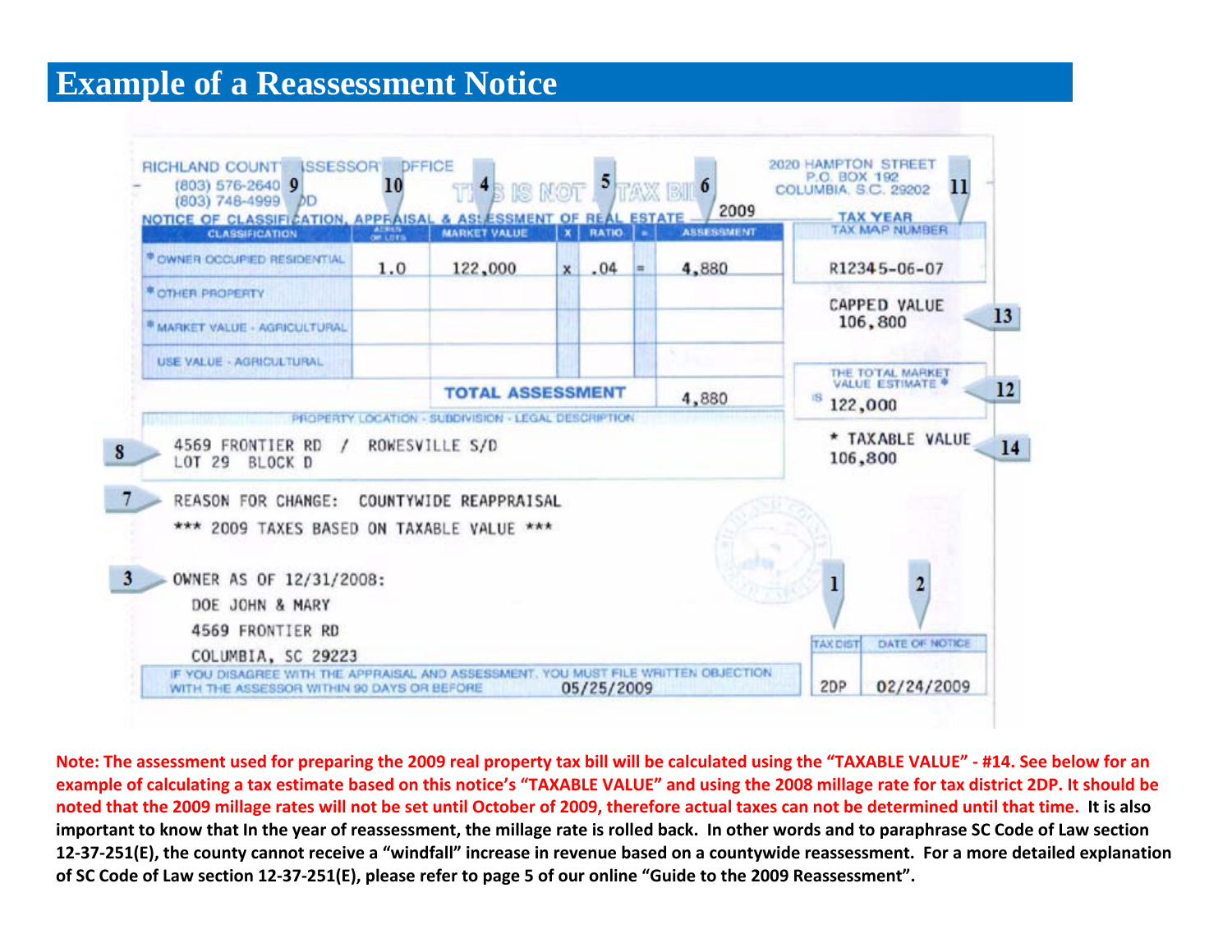# Example of a Reassessment Notice

RICHLAND COUNTY ASSESSOR'S OFFICE
(803) 576-2640 [9]
(803) 748-4999 DD

[10] THIS IS NOT A TAX BILL [4] [5] [6]

2020 HAMPTON STREET
P.O. BOX 192
COLUMBIA, S.C. 29202 [11]

NOTICE OF CLASSIFICATION, APPRAISAL & ASSESSMENT OF REAL ESTATE — 2009 TAX YEAR

| CLASSIFICATION | ACRES OR LOTS | MARKET VALUE | X | RATIO | = | ASSESSMENT |
|---|---|---|---|---|---|---|
| * OWNER OCCUPIED RESIDENTIAL | 1.0 | 122,000 | x | .04 | = | 4,880 |
| * OTHER PROPERTY | | | | | | |
| * MARKET VALUE - AGRICULTURAL | | | | | | |
| USE VALUE - AGRICULTURAL | | | | | | |
| | | TOTAL ASSESSMENT | | | | 4,880 |

TAX MAP NUMBER: R12345-06-07

CAPPED VALUE [13]: 106,800

THE TOTAL MARKET VALUE ESTIMATE * IS [12]: 122,000

* TAXABLE VALUE [14]: 106,800

PROPERTY LOCATION - SUBDIVISION - LEGAL DESCRIPTION

[8] 4569 FRONTIER RD / ROWESVILLE S/D
LOT 29 BLOCK D

[7] REASON FOR CHANGE: COUNTYWIDE REAPPRAISAL

*** 2009 TAXES BASED ON TAXABLE VALUE ***

[3] OWNER AS OF 12/31/2008:

DOE JOHN & MARY
4569 FRONTIER RD
COLUMBIA, SC 29223

| TAX DIST [1] | DATE OF NOTICE [2] |
|---|---|
| 2DP | 02/24/2009 |

IF YOU DISAGREE WITH THE APPRAISAL AND ASSESSMENT, YOU MUST FILE WRITTEN OBJECTION WITH THE ASSESSOR WITHIN 90 DAYS OR BEFORE 05/25/2009

**Note: The assessment used for preparing the 2009 real property tax bill will be calculated using the "TAXABLE VALUE" - #14. See below for an example of calculating a tax estimate based on this notice's "TAXABLE VALUE" and using the 2008 millage rate for tax district 2DP. It should be noted that the 2009 millage rates will not be set until October of 2009, therefore actual taxes can not be determined until that time. It is also important to know that In the year of reassessment, the millage rate is rolled back. In other words and to paraphrase SC Code of Law section 12-37-251(E), the county cannot receive a "windfall" increase in revenue based on a countywide reassessment. For a more detailed explanation of SC Code of Law section 12-37-251(E), please refer to page 5 of our online "Guide to the 2009 Reassessment".**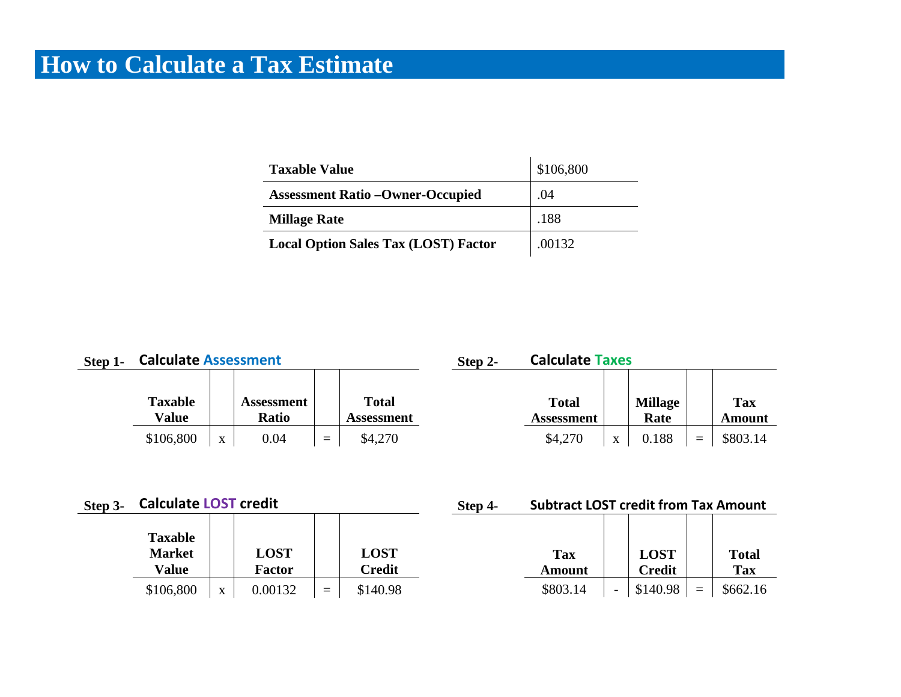# How to Calculate a Tax Estimate

| | |
|---|---|
| **Taxable Value** | $106,800 |
| **Assessment Ratio –Owner-Occupied** | .04 |
| **Millage Rate** | .188 |
| **Local Option Sales Tax (LOST) Factor** | .00132 |

**Step 1- Calculate Assessment**

| Taxable Value | | Assessment Ratio | | Total Assessment |
|---|---|---|---|---|
| $106,800 | x | 0.04 | = | $4,270 |

**Step 2- Calculate Taxes**

| Total Assessment | | Millage Rate | | Tax Amount |
|---|---|---|---|---|
| $4,270 | x | 0.188 | = | $803.14 |

**Step 3- Calculate LOST credit**

| Taxable Market Value | | LOST Factor | | LOST Credit |
|---|---|---|---|---|
| $106,800 | x | 0.00132 | = | $140.98 |

**Step 4- Subtract LOST credit from Tax Amount**

| Tax Amount | | LOST Credit | | Total Tax |
|---|---|---|---|---|
| $803.14 | - | $140.98 | = | $662.16 |